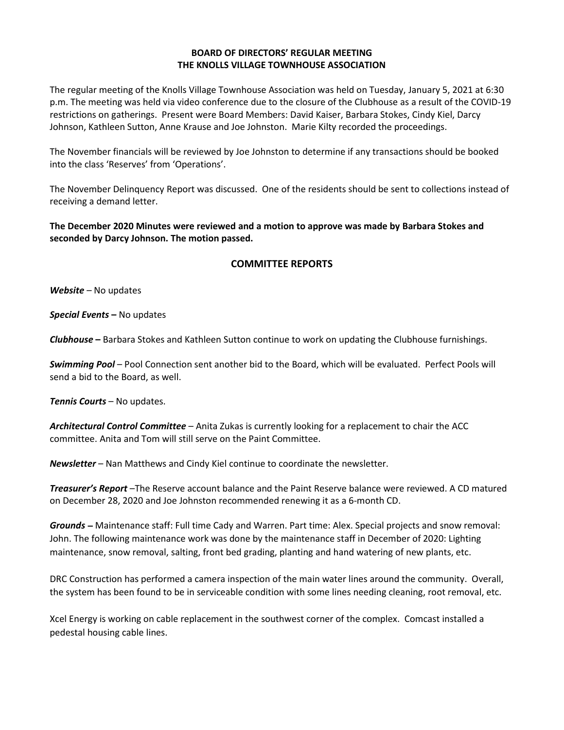**BOARD OF DIRECTORS' REGULAR MEETING**
**THE KNOLLS VILLAGE TOWNHOUSE ASSOCIATION**

The regular meeting of the Knolls Village Townhouse Association was held on Tuesday, January 5, 2021 at 6:30 p.m. The meeting was held via video conference due to the closure of the Clubhouse as a result of the COVID-19 restrictions on gatherings. Present were Board Members: David Kaiser, Barbara Stokes, Cindy Kiel, Darcy Johnson, Kathleen Sutton, Anne Krause and Joe Johnston. Marie Kilty recorded the proceedings.

The November financials will be reviewed by Joe Johnston to determine if any transactions should be booked into the class 'Reserves' from 'Operations'.

The November Delinquency Report was discussed. One of the residents should be sent to collections instead of receiving a demand letter.

**The December 2020 Minutes were reviewed and a motion to approve was made by Barbara Stokes and seconded by Darcy Johnson. The motion passed.**

## COMMITTEE REPORTS

***Website*** – No updates

***Special Events*** **–** No updates

***Clubhouse*** **–** Barbara Stokes and Kathleen Sutton continue to work on updating the Clubhouse furnishings.

***Swimming Pool*** – Pool Connection sent another bid to the Board, which will be evaluated. Perfect Pools will send a bid to the Board, as well.

***Tennis Courts*** – No updates.

***Architectural Control Committee*** – Anita Zukas is currently looking for a replacement to chair the ACC committee. Anita and Tom will still serve on the Paint Committee.

***Newsletter*** – Nan Matthews and Cindy Kiel continue to coordinate the newsletter.

***Treasurer's Report*** –The Reserve account balance and the Paint Reserve balance were reviewed. A CD matured on December 28, 2020 and Joe Johnston recommended renewing it as a 6-month CD.

***Grounds*** **–** Maintenance staff: Full time Cady and Warren. Part time: Alex. Special projects and snow removal: John. The following maintenance work was done by the maintenance staff in December of 2020: Lighting maintenance, snow removal, salting, front bed grading, planting and hand watering of new plants, etc.

DRC Construction has performed a camera inspection of the main water lines around the community. Overall, the system has been found to be in serviceable condition with some lines needing cleaning, root removal, etc.

Xcel Energy is working on cable replacement in the southwest corner of the complex. Comcast installed a pedestal housing cable lines.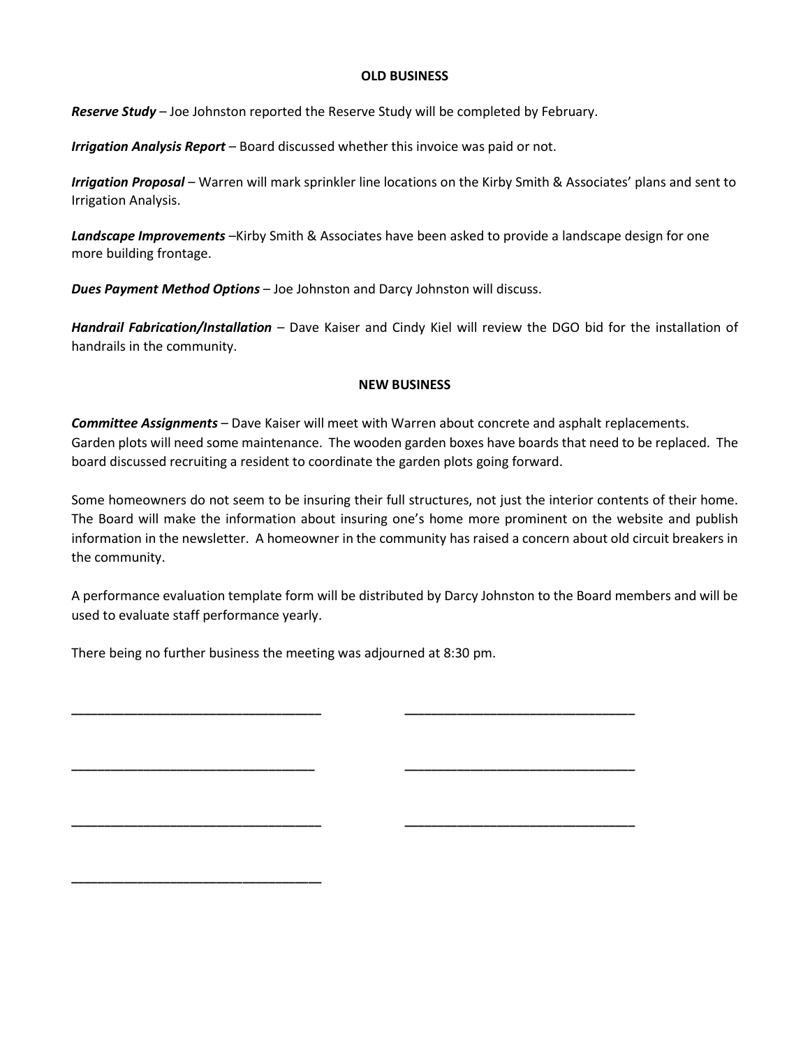**OLD BUSINESS**

***Reserve Study*** – Joe Johnston reported the Reserve Study will be completed by February.

***Irrigation Analysis Report*** – Board discussed whether this invoice was paid or not.

***Irrigation Proposal*** – Warren will mark sprinkler line locations on the Kirby Smith & Associates' plans and sent to Irrigation Analysis.

***Landscape Improvements*** –Kirby Smith & Associates have been asked to provide a landscape design for one more building frontage.

***Dues Payment Method Options*** – Joe Johnston and Darcy Johnston will discuss.

***Handrail Fabrication/Installation*** – Dave Kaiser and Cindy Kiel will review the DGO bid for the installation of handrails in the community.

**NEW BUSINESS**

***Committee Assignments*** – Dave Kaiser will meet with Warren about concrete and asphalt replacements. Garden plots will need some maintenance. The wooden garden boxes have boards that need to be replaced. The board discussed recruiting a resident to coordinate the garden plots going forward.

Some homeowners do not seem to be insuring their full structures, not just the interior contents of their home. The Board will make the information about insuring one's home more prominent on the website and publish information in the newsletter. A homeowner in the community has raised a concern about old circuit breakers in the community.

A performance evaluation template form will be distributed by Darcy Johnston to the Board members and will be used to evaluate staff performance yearly.

There being no further business the meeting was adjourned at 8:30 pm.

___________________________________ _______________________________

___________________________________ _______________________________

___________________________________ _______________________________

___________________________________